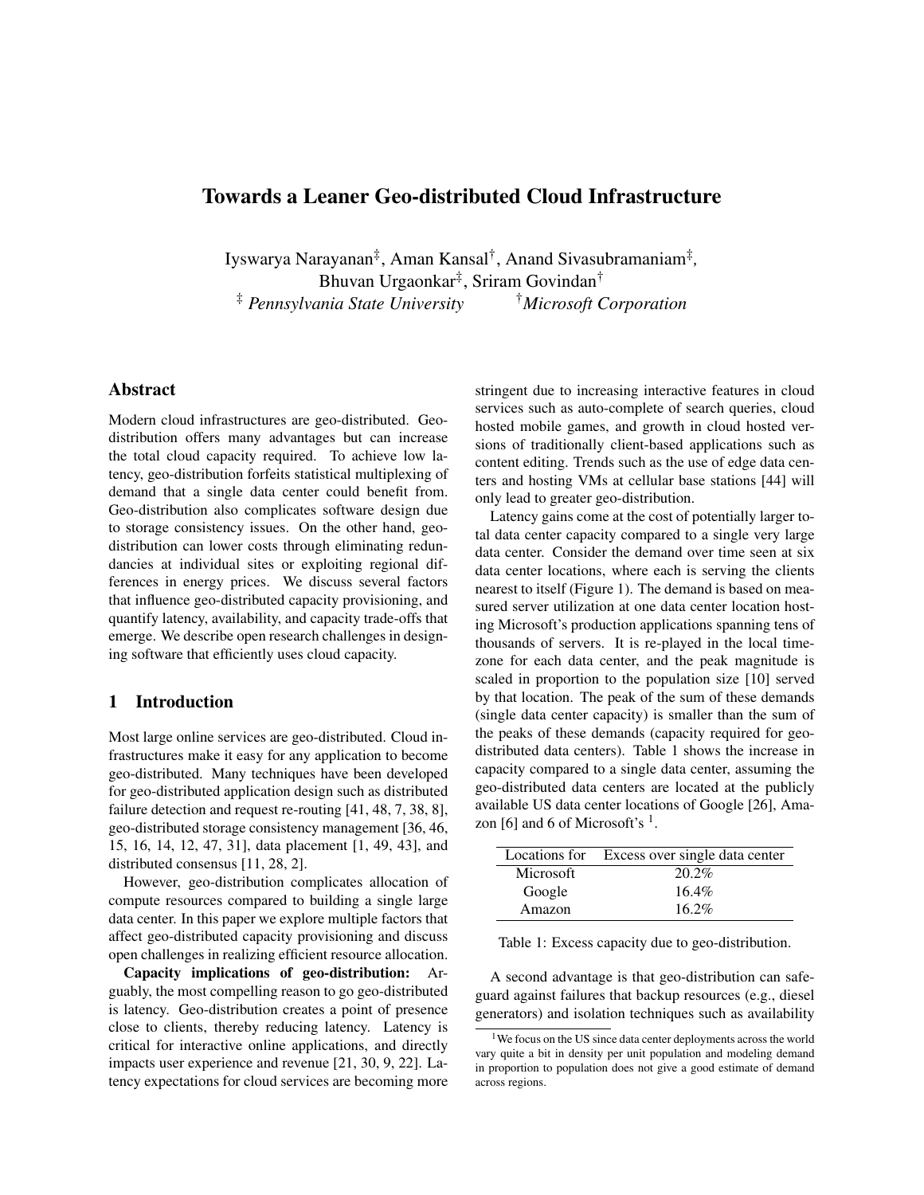# Towards a Leaner Geo-distributed Cloud Infrastructure

Iyswarya Narayanan[‡], Aman Kansal[†], Anand Sivasubramaniam[‡], Bhuvan Urgaonkar[‡], Sriram Govindan[†]

[‡] *Pennsylvania State University* [†]*Microsoft Corporation*

## Abstract

Modern cloud infrastructures are geo-distributed. Geo-distribution offers many advantages but can increase the total cloud capacity required. To achieve low latency, geo-distribution forfeits statistical multiplexing of demand that a single data center could benefit from. Geo-distribution also complicates software design due to storage consistency issues. On the other hand, geo-distribution can lower costs through eliminating redundancies at individual sites or exploiting regional differences in energy prices. We discuss several factors that influence geo-distributed capacity provisioning, and quantify latency, availability, and capacity trade-offs that emerge. We describe open research challenges in designing software that efficiently uses cloud capacity.

## 1 Introduction

Most large online services are geo-distributed. Cloud infrastructures make it easy for any application to become geo-distributed. Many techniques have been developed for geo-distributed application design such as distributed failure detection and request re-routing [41, 48, 7, 38, 8], geo-distributed storage consistency management [36, 46, 15, 16, 14, 12, 47, 31], data placement [1, 49, 43], and distributed consensus [11, 28, 2].

However, geo-distribution complicates allocation of compute resources compared to building a single large data center. In this paper we explore multiple factors that affect geo-distributed capacity provisioning and discuss open challenges in realizing efficient resource allocation.

**Capacity implications of geo-distribution:** Arguably, the most compelling reason to go geo-distributed is latency. Geo-distribution creates a point of presence close to clients, thereby reducing latency. Latency is critical for interactive online applications, and directly impacts user experience and revenue [21, 30, 9, 22]. Latency expectations for cloud services are becoming more stringent due to increasing interactive features in cloud services such as auto-complete of search queries, cloud hosted mobile games, and growth in cloud hosted versions of traditionally client-based applications such as content editing. Trends such as the use of edge data centers and hosting VMs at cellular base stations [44] will only lead to greater geo-distribution.

Latency gains come at the cost of potentially larger total data center capacity compared to a single very large data center. Consider the demand over time seen at six data center locations, where each is serving the clients nearest to itself (Figure 1). The demand is based on measured server utilization at one data center location hosting Microsoft's production applications spanning tens of thousands of servers. It is re-played in the local timezone for each data center, and the peak magnitude is scaled in proportion to the population size [10] served by that location. The peak of the sum of these demands (single data center capacity) is smaller than the sum of the peaks of these demands (capacity required for geo-distributed data centers). Table 1 shows the increase in capacity compared to a single data center, assuming the geo-distributed data centers are located at the publicly available US data center locations of Google [26], Amazon [6] and 6 of Microsoft's [1].

| Locations for | Excess over single data center |
|---|---|
| Microsoft | 20.2% |
| Google | 16.4% |
| Amazon | 16.2% |

Table 1: Excess capacity due to geo-distribution.

A second advantage is that geo-distribution can safeguard against failures that backup resources (e.g., diesel generators) and isolation techniques such as availability

[1] We focus on the US since data center deployments across the world vary quite a bit in density per unit population and modeling demand in proportion to population does not give a good estimate of demand across regions.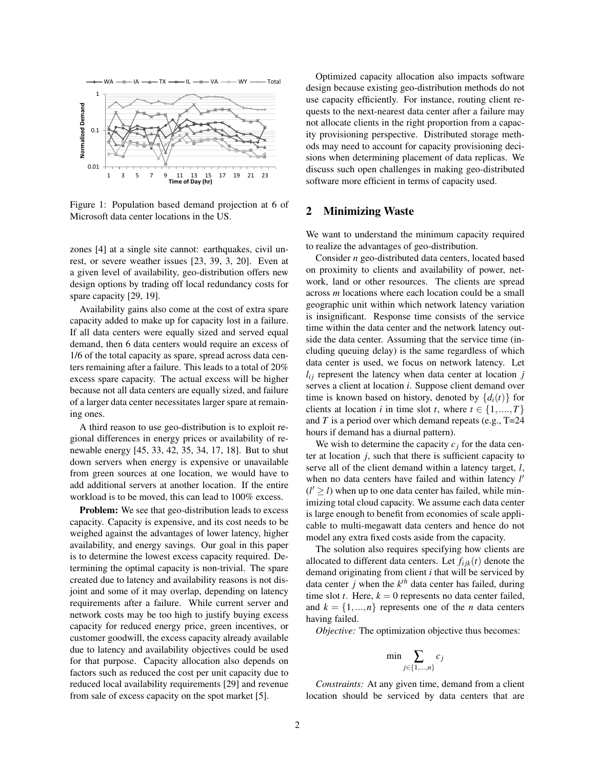Figure 1: Population based demand projection at 6 of Microsoft data center locations in the US.

zones [4] at a single site cannot: earthquakes, civil unrest, or severe weather issues [23, 39, 3, 20]. Even at a given level of availability, geo-distribution offers new design options by trading off local redundancy costs for spare capacity [29, 19].

Availability gains also come at the cost of extra spare capacity added to make up for capacity lost in a failure. If all data centers were equally sized and served equal demand, then 6 data centers would require an excess of 1/6 of the total capacity as spare, spread across data centers remaining after a failure. This leads to a total of 20% excess spare capacity. The actual excess will be higher because not all data centers are equally sized, and failure of a larger data center necessitates larger spare at remaining ones.

A third reason to use geo-distribution is to exploit regional differences in energy prices or availability of renewable energy [45, 33, 42, 35, 34, 17, 18]. But to shut down servers when energy is expensive or unavailable from green sources at one location, we would have to add additional servers at another location. If the entire workload is to be moved, this can lead to 100% excess.

**Problem:** We see that geo-distribution leads to excess capacity. Capacity is expensive, and its cost needs to be weighed against the advantages of lower latency, higher availability, and energy savings. Our goal in this paper is to determine the lowest excess capacity required. Determining the optimal capacity is non-trivial. The spare created due to latency and availability reasons is not disjoint and some of it may overlap, depending on latency requirements after a failure. While current server and network costs may be too high to justify buying excess capacity for reduced energy price, green incentives, or customer goodwill, the excess capacity already available due to latency and availability objectives could be used for that purpose. Capacity allocation also depends on factors such as reduced the cost per unit capacity due to reduced local availability requirements [29] and revenue from sale of excess capacity on the spot market [5].

Optimized capacity allocation also impacts software design because existing geo-distribution methods do not use capacity efficiently. For instance, routing client requests to the next-nearest data center after a failure may not allocate clients in the right proportion from a capacity provisioning perspective. Distributed storage methods may need to account for capacity provisioning decisions when determining placement of data replicas. We discuss such open challenges in making geo-distributed software more efficient in terms of capacity used.

## 2 Minimizing Waste

We want to understand the minimum capacity required to realize the advantages of geo-distribution.

Consider $n$ geo-distributed data centers, located based on proximity to clients and availability of power, network, land or other resources. The clients are spread across $m$ locations where each location could be a small geographic unit within which network latency variation is insignificant. Response time consists of the service time within the data center and the network latency outside the data center. Assuming that the service time (including queuing delay) is the same regardless of which data center is used, we focus on network latency. Let $l_{ij}$ represent the latency when data center at location $j$ serves a client at location $i$. Suppose client demand over time is known based on history, denoted by $\{d_i(t)\}$ for clients at location $i$ in time slot $t$, where $t \in \{1, ...., T\}$ and $T$ is a period over which demand repeats (e.g., T=24 hours if demand has a diurnal pattern).

We wish to determine the capacity $c_j$ for the data center at location $j$, such that there is sufficient capacity to serve all of the client demand within a latency target, $l$, when no data centers have failed and within latency $l'$ ($l' \geq l$) when up to one data center has failed, while minimizing total cloud capacity. We assume each data center is large enough to benefit from economies of scale applicable to multi-megawatt data centers and hence do not model any extra fixed costs aside from the capacity.

The solution also requires specifying how clients are allocated to different data centers. Let $f_{ijk}(t)$ denote the demand originating from client $i$ that will be serviced by data center $j$ when the $k^{th}$ data center has failed, during time slot $t$. Here, $k = 0$ represents no data center failed, and $k = \{1, ..., n\}$ represents one of the $n$ data centers having failed.

*Objective:* The optimization objective thus becomes:

$$\min \sum_{j \in \{1,...,n\}} c_j$$

*Constraints:* At any given time, demand from a client location should be serviced by data centers that are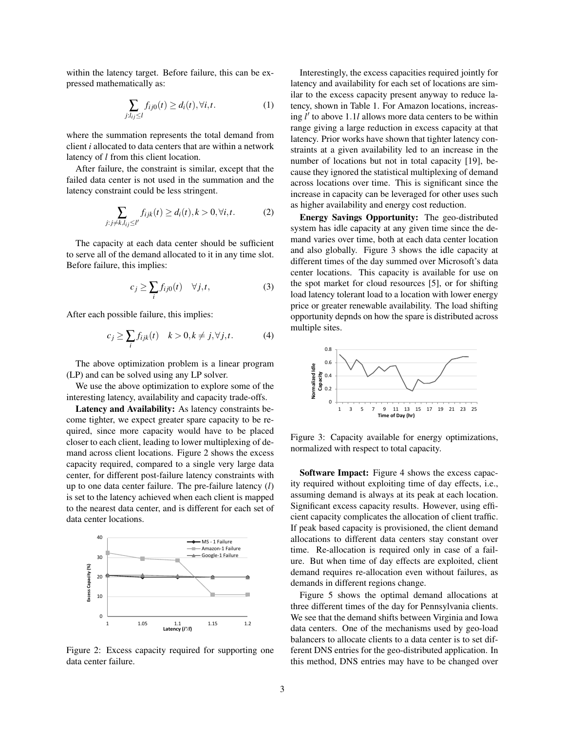within the latency target. Before failure, this can be expressed mathematically as:

$$\sum_{j:l_{ij} \leq l} f_{ij0}(t) \geq d_i(t), \forall i, t. \quad (1)$$

where the summation represents the total demand from client $i$ allocated to data centers that are within a network latency of $l$ from this client location.

After failure, the constraint is similar, except that the failed data center is not used in the summation and the latency constraint could be less stringent.

$$\sum_{j:j \neq k, l_{ij} \leq l'} f_{ijk}(t) \geq d_i(t), k > 0, \forall i, t. \quad (2)$$

The capacity at each data center should be sufficient to serve all of the demand allocated to it in any time slot. Before failure, this implies:

$$c_j \geq \sum_i f_{ij0}(t) \quad \forall j, t, \quad (3)$$

After each possible failure, this implies:

$$c_j \geq \sum_i f_{ijk}(t) \quad k > 0, k \neq j, \forall j, t. \quad (4)$$

The above optimization problem is a linear program (LP) and can be solved using any LP solver.

We use the above optimization to explore some of the interesting latency, availability and capacity trade-offs.

**Latency and Availability:** As latency constraints become tighter, we expect greater spare capacity to be required, since more capacity would have to be placed closer to each client, leading to lower multiplexing of demand across client locations. Figure 2 shows the excess capacity required, compared to a single very large data center, for different post-failure latency constraints with up to one data center failure. The pre-failure latency ($l$) is set to the latency achieved when each client is mapped to the nearest data center, and is different for each set of data center locations.

Figure 2: Excess capacity required for supporting one data center failure.

Interestingly, the excess capacities required jointly for latency and availability for each set of locations are similar to the excess capacity present anyway to reduce latency, shown in Table 1. For Amazon locations, increasing $l'$ to above $1.1l$ allows more data centers to be within range giving a large reduction in excess capacity at that latency. Prior works have shown that tighter latency constraints at a given availability led to an increase in the number of locations but not in total capacity [19], because they ignored the statistical multiplexing of demand across locations over time. This is significant since the increase in capacity can be leveraged for other uses such as higher availability and energy cost reduction.

**Energy Savings Opportunity:** The geo-distributed system has idle capacity at any given time since the demand varies over time, both at each data center location and also globally. Figure 3 shows the idle capacity at different times of the day summed over Microsoft's data center locations. This capacity is available for use on the spot market for cloud resources [5], or for shifting load latency tolerant load to a location with lower energy price or greater renewable availability. The load shifting opportunity depnds on how the spare is distributed across multiple sites.

Figure 3: Capacity available for energy optimizations, normalized with respect to total capacity.

**Software Impact:** Figure 4 shows the excess capacity required without exploiting time of day effects, i.e., assuming demand is always at its peak at each location. Significant excess capacity results. However, using efficient capacity complicates the allocation of client traffic. If peak based capacity is provisioned, the client demand allocations to different data centers stay constant over time. Re-allocation is required only in case of a failure. But when time of day effects are exploited, client demand requires re-allocation even without failures, as demands in different regions change.

Figure 5 shows the optimal demand allocations at three different times of the day for Pennsylvania clients. We see that the demand shifts between Virginia and Iowa data centers. One of the mechanisms used by geo-load balancers to allocate clients to a data center is to set different DNS entries for the geo-distributed application. In this method, DNS entries may have to be changed over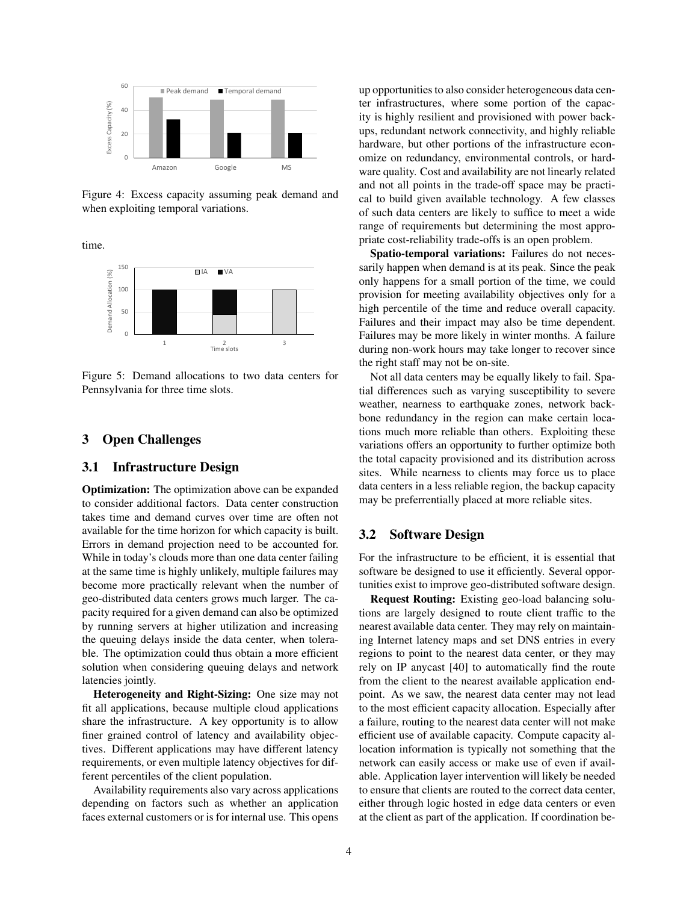Figure 4: Excess capacity assuming peak demand and when exploiting temporal variations.

time.

Figure 5: Demand allocations to two data centers for Pennsylvania for three time slots.

## 3 Open Challenges

### 3.1 Infrastructure Design

**Optimization:** The optimization above can be expanded to consider additional factors. Data center construction takes time and demand curves over time are often not available for the time horizon for which capacity is built. Errors in demand projection need to be accounted for. While in today's clouds more than one data center failing at the same time is highly unlikely, multiple failures may become more practically relevant when the number of geo-distributed data centers grows much larger. The capacity required for a given demand can also be optimized by running servers at higher utilization and increasing the queuing delays inside the data center, when tolerable. The optimization could thus obtain a more efficient solution when considering queuing delays and network latencies jointly.

**Heterogeneity and Right-Sizing:** One size may not fit all applications, because multiple cloud applications share the infrastructure. A key opportunity is to allow finer grained control of latency and availability objectives. Different applications may have different latency requirements, or even multiple latency objectives for different percentiles of the client population.

Availability requirements also vary across applications depending on factors such as whether an application faces external customers or is for internal use. This opens up opportunities to also consider heterogeneous data center infrastructures, where some portion of the capacity is highly resilient and provisioned with power backups, redundant network connectivity, and highly reliable hardware, but other portions of the infrastructure economize on redundancy, environmental controls, or hardware quality. Cost and availability are not linearly related and not all points in the trade-off space may be practical to build given available technology. A few classes of such data centers are likely to suffice to meet a wide range of requirements but determining the most appropriate cost-reliability trade-offs is an open problem.

**Spatio-temporal variations:** Failures do not necessarily happen when demand is at its peak. Since the peak only happens for a small portion of the time, we could provision for meeting availability objectives only for a high percentile of the time and reduce overall capacity. Failures and their impact may also be time dependent. Failures may be more likely in winter months. A failure during non-work hours may take longer to recover since the right staff may not be on-site.

Not all data centers may be equally likely to fail. Spatial differences such as varying susceptibility to severe weather, nearness to earthquake zones, network backbone redundancy in the region can make certain locations much more reliable than others. Exploiting these variations offers an opportunity to further optimize both the total capacity provisioned and its distribution across sites. While nearness to clients may force us to place data centers in a less reliable region, the backup capacity may be preferrentially placed at more reliable sites.

### 3.2 Software Design

For the infrastructure to be efficient, it is essential that software be designed to use it efficiently. Several opportunities exist to improve geo-distributed software design.

**Request Routing:** Existing geo-load balancing solutions are largely designed to route client traffic to the nearest available data center. They may rely on maintaining Internet latency maps and set DNS entries in every regions to point to the nearest data center, or they may rely on IP anycast [40] to automatically find the route from the client to the nearest available application endpoint. As we saw, the nearest data center may not lead to the most efficient capacity allocation. Especially after a failure, routing to the nearest data center will not make efficient use of available capacity. Compute capacity allocation information is typically not something that the network can easily access or make use of even if available. Application layer intervention will likely be needed to ensure that clients are routed to the correct data center, either through logic hosted in edge data centers or even at the client as part of the application. If coordination be-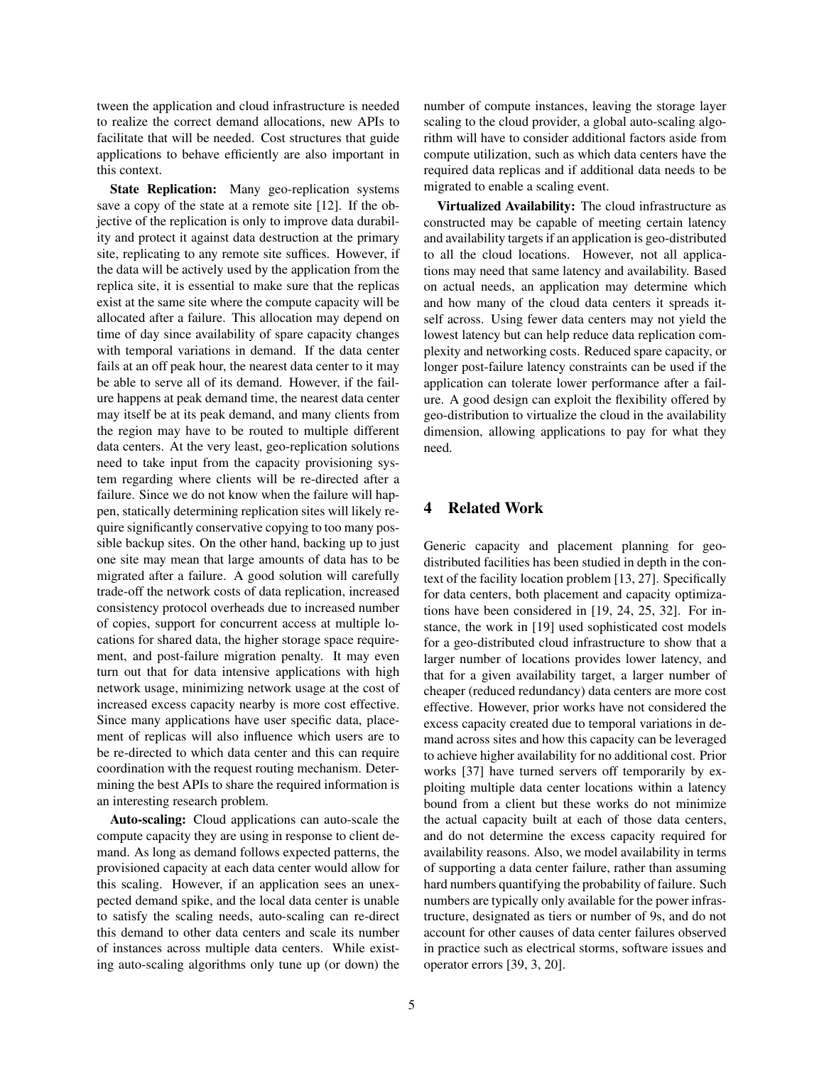tween the application and cloud infrastructure is needed to realize the correct demand allocations, new APIs to facilitate that will be needed. Cost structures that guide applications to behave efficiently are also important in this context.

**State Replication:** Many geo-replication systems save a copy of the state at a remote site [12]. If the objective of the replication is only to improve data durability and protect it against data destruction at the primary site, replicating to any remote site suffices. However, if the data will be actively used by the application from the replica site, it is essential to make sure that the replicas exist at the same site where the compute capacity will be allocated after a failure. This allocation may depend on time of day since availability of spare capacity changes with temporal variations in demand. If the data center fails at an off peak hour, the nearest data center to it may be able to serve all of its demand. However, if the failure happens at peak demand time, the nearest data center may itself be at its peak demand, and many clients from the region may have to be routed to multiple different data centers. At the very least, geo-replication solutions need to take input from the capacity provisioning system regarding where clients will be re-directed after a failure. Since we do not know when the failure will happen, statically determining replication sites will likely require significantly conservative copying to too many possible backup sites. On the other hand, backing up to just one site may mean that large amounts of data has to be migrated after a failure. A good solution will carefully trade-off the network costs of data replication, increased consistency protocol overheads due to increased number of copies, support for concurrent access at multiple locations for shared data, the higher storage space requirement, and post-failure migration penalty. It may even turn out that for data intensive applications with high network usage, minimizing network usage at the cost of increased excess capacity nearby is more cost effective. Since many applications have user specific data, placement of replicas will also influence which users are to be re-directed to which data center and this can require coordination with the request routing mechanism. Determining the best APIs to share the required information is an interesting research problem.

**Auto-scaling:** Cloud applications can auto-scale the compute capacity they are using in response to client demand. As long as demand follows expected patterns, the provisioned capacity at each data center would allow for this scaling. However, if an application sees an unexpected demand spike, and the local data center is unable to satisfy the scaling needs, auto-scaling can re-direct this demand to other data centers and scale its number of instances across multiple data centers. While existing auto-scaling algorithms only tune up (or down) the number of compute instances, leaving the storage layer scaling to the cloud provider, a global auto-scaling algorithm will have to consider additional factors aside from compute utilization, such as which data centers have the required data replicas and if additional data needs to be migrated to enable a scaling event.

**Virtualized Availability:** The cloud infrastructure as constructed may be capable of meeting certain latency and availability targets if an application is geo-distributed to all the cloud locations. However, not all applications may need that same latency and availability. Based on actual needs, an application may determine which and how many of the cloud data centers it spreads itself across. Using fewer data centers may not yield the lowest latency but can help reduce data replication complexity and networking costs. Reduced spare capacity, or longer post-failure latency constraints can be used if the application can tolerate lower performance after a failure. A good design can exploit the flexibility offered by geo-distribution to virtualize the cloud in the availability dimension, allowing applications to pay for what they need.

## 4 Related Work

Generic capacity and placement planning for geo-distributed facilities has been studied in depth in the context of the facility location problem [13, 27]. Specifically for data centers, both placement and capacity optimizations have been considered in [19, 24, 25, 32]. For instance, the work in [19] used sophisticated cost models for a geo-distributed cloud infrastructure to show that a larger number of locations provides lower latency, and that for a given availability target, a larger number of cheaper (reduced redundancy) data centers are more cost effective. However, prior works have not considered the excess capacity created due to temporal variations in demand across sites and how this capacity can be leveraged to achieve higher availability for no additional cost. Prior works [37] have turned servers off temporarily by exploiting multiple data center locations within a latency bound from a client but these works do not minimize the actual capacity built at each of those data centers, and do not determine the excess capacity required for availability reasons. Also, we model availability in terms of supporting a data center failure, rather than assuming hard numbers quantifying the probability of failure. Such numbers are typically only available for the power infrastructure, designated as tiers or number of 9s, and do not account for other causes of data center failures observed in practice such as electrical storms, software issues and operator errors [39, 3, 20].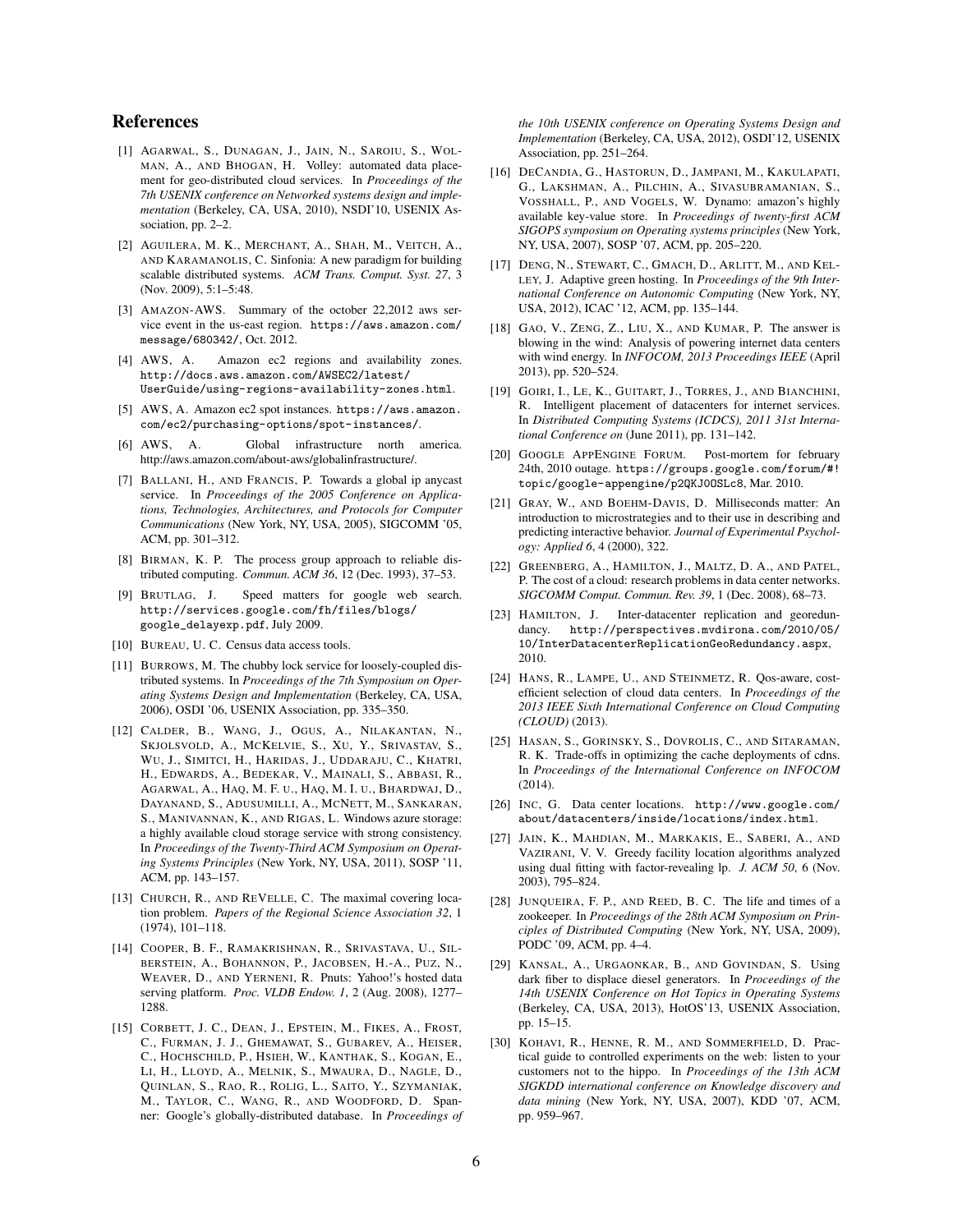## References

[1] Agarwal, S., Dunagan, J., Jain, N., Saroiu, S., Wolman, A., and Bhogan, H. Volley: automated data placement for geo-distributed cloud services. In *Proceedings of the 7th USENIX conference on Networked systems design and implementation* (Berkeley, CA, USA, 2010), NSDI'10, USENIX Association, pp. 2–2.

[2] Aguilera, M. K., Merchant, A., Shah, M., Veitch, A., and Karamanolis, C. Sinfonia: A new paradigm for building scalable distributed systems. *ACM Trans. Comput. Syst. 27*, 3 (Nov. 2009), 5:1–5:48.

[3] Amazon-AWS. Summary of the october 22,2012 aws service event in the us-east region. https://aws.amazon.com/message/680342/, Oct. 2012.

[4] AWS, A. Amazon ec2 regions and availability zones. http://docs.aws.amazon.com/AWSEC2/latest/UserGuide/using-regions-availability-zones.html.

[5] AWS, A. Amazon ec2 spot instances. https://aws.amazon.com/ec2/purchasing-options/spot-instances/.

[6] AWS, A. Global infrastructure north america. http://aws.amazon.com/about-aws/globalinfrastructure/.

[7] Ballani, H., and Francis, P. Towards a global ip anycast service. In *Proceedings of the 2005 Conference on Applications, Technologies, Architectures, and Protocols for Computer Communications* (New York, NY, USA, 2005), SIGCOMM '05, ACM, pp. 301–312.

[8] Birman, K. P. The process group approach to reliable distributed computing. *Commun. ACM 36*, 12 (Dec. 1993), 37–53.

[9] Brutlag, J. Speed matters for google web search. http://services.google.com/fh/files/blogs/google_delayexp.pdf, July 2009.

[10] Bureau, U. C. Census data access tools.

[11] Burrows, M. The chubby lock service for loosely-coupled distributed systems. In *Proceedings of the 7th Symposium on Operating Systems Design and Implementation* (Berkeley, CA, USA, 2006), OSDI '06, USENIX Association, pp. 335–350.

[12] Calder, B., Wang, J., Ogus, A., Nilakantan, N., Skjolsvold, A., McKelvie, S., Xu, Y., Srivastav, S., Wu, J., Simitci, H., Haridas, J., Uddaraju, C., Khatri, H., Edwards, A., Bedekar, V., Mainali, S., Abbasi, R., Agarwal, A., Haq, M. F. u., Haq, M. I. u., Bhardwaj, D., Dayanand, S., Adusumilli, A., McNett, M., Sankaran, S., Manivannan, K., and Rigas, L. Windows azure storage: a highly available cloud storage service with strong consistency. In *Proceedings of the Twenty-Third ACM Symposium on Operating Systems Principles* (New York, NY, USA, 2011), SOSP '11, ACM, pp. 143–157.

[13] Church, R., and ReVelle, C. The maximal covering location problem. *Papers of the Regional Science Association 32*, 1 (1974), 101–118.

[14] Cooper, B. F., Ramakrishnan, R., Srivastava, U., Silberstein, A., Bohannon, P., Jacobsen, H.-A., Puz, N., Weaver, D., and Yerneni, R. Pnuts: Yahoo!'s hosted data serving platform. *Proc. VLDB Endow. 1*, 2 (Aug. 2008), 1277–1288.

[15] Corbett, J. C., Dean, J., Epstein, M., Fikes, A., Frost, C., Furman, J. J., Ghemawat, S., Gubarev, A., Heiser, C., Hochschild, P., Hsieh, W., Kanthak, S., Kogan, E., Li, H., Lloyd, A., Melnik, S., Mwaura, D., Nagle, D., Quinlan, S., Rao, R., Rolig, L., Saito, Y., Szymaniak, M., Taylor, C., Wang, R., and Woodford, D. Spanner: Google's globally-distributed database. In *Proceedings of the 10th USENIX conference on Operating Systems Design and Implementation* (Berkeley, CA, USA, 2012), OSDI'12, USENIX Association, pp. 251–264.

[16] DeCandia, G., Hastorun, D., Jampani, M., Kakulapati, G., Lakshman, A., Pilchin, A., Sivasubramanian, S., Vosshall, P., and Vogels, W. Dynamo: amazon's highly available key-value store. In *Proceedings of twenty-first ACM SIGOPS symposium on Operating systems principles* (New York, NY, USA, 2007), SOSP '07, ACM, pp. 205–220.

[17] Deng, N., Stewart, C., Gmach, D., Arlitt, M., and Kelley, J. Adaptive green hosting. In *Proceedings of the 9th International Conference on Autonomic Computing* (New York, NY, USA, 2012), ICAC '12, ACM, pp. 135–144.

[18] Gao, V., Zeng, Z., Liu, X., and Kumar, P. The answer is blowing in the wind: Analysis of powering internet data centers with wind energy. In *INFOCOM, 2013 Proceedings IEEE* (April 2013), pp. 520–524.

[19] Goiri, I., Le, K., Guitart, J., Torres, J., and Bianchini, R. Intelligent placement of datacenters for internet services. In *Distributed Computing Systems (ICDCS), 2011 31st International Conference on* (June 2011), pp. 131–142.

[20] Google AppEngine Forum. Post-mortem for february 24th, 2010 outage. https://groups.google.com/forum/#!topic/google-appengine/p2QKJ0OSLc8, Mar. 2010.

[21] Gray, W., and Boehm-Davis, D. Milliseconds matter: An introduction to microstrategies and to their use in describing and predicting interactive behavior. *Journal of Experimental Psychology: Applied 6*, 4 (2000), 322.

[22] Greenberg, A., Hamilton, J., Maltz, D. A., and Patel, P. The cost of a cloud: research problems in data center networks. *SIGCOMM Comput. Commun. Rev. 39*, 1 (Dec. 2008), 68–73.

[23] Hamilton, J. Inter-datacenter replication and georedundancy. http://perspectives.mvdirona.com/2010/05/10/InterDatacenterReplicationGeoRedundancy.aspx, 2010.

[24] Hans, R., Lampe, U., and Steinmetz, R. Qos-aware, cost-efficient selection of cloud data centers. In *Proceedings of the 2013 IEEE Sixth International Conference on Cloud Computing (CLOUD)* (2013).

[25] Hasan, S., Gorinsky, S., Dovrolis, C., and Sitaraman, R. K. Trade-offs in optimizing the cache deployments of cdns. In *Proceedings of the International Conference on INFOCOM* (2014).

[26] Inc, G. Data center locations. http://www.google.com/about/datacenters/inside/locations/index.html.

[27] Jain, K., Mahdian, M., Markakis, E., Saberi, A., and Vazirani, V. V. Greedy facility location algorithms analyzed using dual fitting with factor-revealing lp. *J. ACM 50*, 6 (Nov. 2003), 795–824.

[28] Junqueira, F. P., and Reed, B. C. The life and times of a zookeeper. In *Proceedings of the 28th ACM Symposium on Principles of Distributed Computing* (New York, NY, USA, 2009), PODC '09, ACM, pp. 4–4.

[29] Kansal, A., Urgaonkar, B., and Govindan, S. Using dark fiber to displace diesel generators. In *Proceedings of the 14th USENIX Conference on Hot Topics in Operating Systems* (Berkeley, CA, USA, 2013), HotOS'13, USENIX Association, pp. 15–15.

[30] Kohavi, R., Henne, R. M., and Sommerfield, D. Practical guide to controlled experiments on the web: listen to your customers not to the hippo. In *Proceedings of the 13th ACM SIGKDD international conference on Knowledge discovery and data mining* (New York, NY, USA, 2007), KDD '07, ACM, pp. 959–967.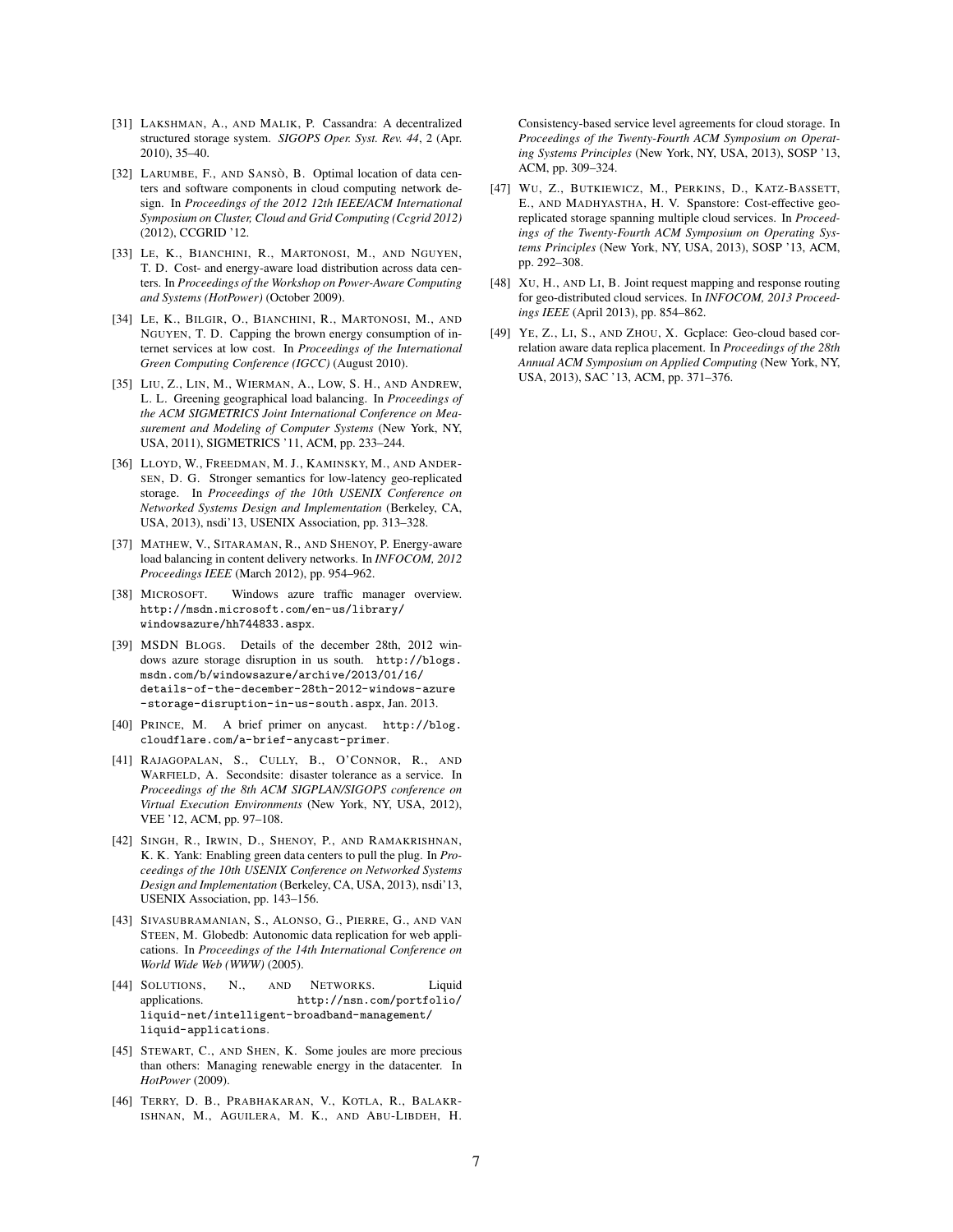[31] Lakshman, A., and Malik, P. Cassandra: A decentralized structured storage system. *SIGOPS Oper. Syst. Rev. 44*, 2 (Apr. 2010), 35–40.

[32] Larumbe, F., and Sansò, B. Optimal location of data centers and software components in cloud computing network design. In *Proceedings of the 2012 12th IEEE/ACM International Symposium on Cluster, Cloud and Grid Computing (Ccgrid 2012)* (2012), CCGRID '12.

[33] Le, K., Bianchini, R., Martonosi, M., and Nguyen, T. D. Cost- and energy-aware load distribution across data centers. In *Proceedings of the Workshop on Power-Aware Computing and Systems (HotPower)* (October 2009).

[34] Le, K., Bilgir, O., Bianchini, R., Martonosi, M., and Nguyen, T. D. Capping the brown energy consumption of internet services at low cost. In *Proceedings of the International Green Computing Conference (IGCC)* (August 2010).

[35] Liu, Z., Lin, M., Wierman, A., Low, S. H., and Andrew, L. L. Greening geographical load balancing. In *Proceedings of the ACM SIGMETRICS Joint International Conference on Measurement and Modeling of Computer Systems* (New York, NY, USA, 2011), SIGMETRICS '11, ACM, pp. 233–244.

[36] Lloyd, W., Freedman, M. J., Kaminsky, M., and Andersen, D. G. Stronger semantics for low-latency geo-replicated storage. In *Proceedings of the 10th USENIX Conference on Networked Systems Design and Implementation* (Berkeley, CA, USA, 2013), nsdi'13, USENIX Association, pp. 313–328.

[37] Mathew, V., Sitaraman, R., and Shenoy, P. Energy-aware load balancing in content delivery networks. In *INFOCOM, 2012 Proceedings IEEE* (March 2012), pp. 954–962.

[38] Microsoft. Windows azure traffic manager overview. `http://msdn.microsoft.com/en-us/library/windowsazure/hh744833.aspx`.

[39] MSDN Blogs. Details of the december 28th, 2012 windows azure storage disruption in us south. `http://blogs.msdn.com/b/windowsazure/archive/2013/01/16/details-of-the-december-28th-2012-windows-azure-storage-disruption-in-us-south.aspx`, Jan. 2013.

[40] Prince, M. A brief primer on anycast. `http://blog.cloudflare.com/a-brief-anycast-primer`.

[41] Rajagopalan, S., Cully, B., O'Connor, R., and Warfield, A. Secondsite: disaster tolerance as a service. In *Proceedings of the 8th ACM SIGPLAN/SIGOPS conference on Virtual Execution Environments* (New York, NY, USA, 2012), VEE '12, ACM, pp. 97–108.

[42] Singh, R., Irwin, D., Shenoy, P., and Ramakrishnan, K. K. Yank: Enabling green data centers to pull the plug. In *Proceedings of the 10th USENIX Conference on Networked Systems Design and Implementation* (Berkeley, CA, USA, 2013), nsdi'13, USENIX Association, pp. 143–156.

[43] Sivasubramanian, S., Alonso, G., Pierre, G., and van Steen, M. Globedb: Autonomic data replication for web applications. In *Proceedings of the 14th International Conference on World Wide Web (WWW)* (2005).

[44] Solutions, N., and Networks. Liquid applications. `http://nsn.com/portfolio/liquid-net/intelligent-broadband-management/liquid-applications`.

[45] Stewart, C., and Shen, K. Some joules are more precious than others: Managing renewable energy in the datacenter. In *HotPower* (2009).

[46] Terry, D. B., Prabhakaran, V., Kotla, R., Balakrishnan, M., Aguilera, M. K., and Abu-Libdeh, H. Consistency-based service level agreements for cloud storage. In *Proceedings of the Twenty-Fourth ACM Symposium on Operating Systems Principles* (New York, NY, USA, 2013), SOSP '13, ACM, pp. 309–324.

[47] Wu, Z., Butkiewicz, M., Perkins, D., Katz-Bassett, E., and Madhyastha, H. V. Spanstore: Cost-effective geo-replicated storage spanning multiple cloud services. In *Proceedings of the Twenty-Fourth ACM Symposium on Operating Systems Principles* (New York, NY, USA, 2013), SOSP '13, ACM, pp. 292–308.

[48] Xu, H., and Li, B. Joint request mapping and response routing for geo-distributed cloud services. In *INFOCOM, 2013 Proceedings IEEE* (April 2013), pp. 854–862.

[49] Ye, Z., Li, S., and Zhou, X. Gcplace: Geo-cloud based correlation aware data replica placement. In *Proceedings of the 28th Annual ACM Symposium on Applied Computing* (New York, NY, USA, 2013), SAC '13, ACM, pp. 371–376.